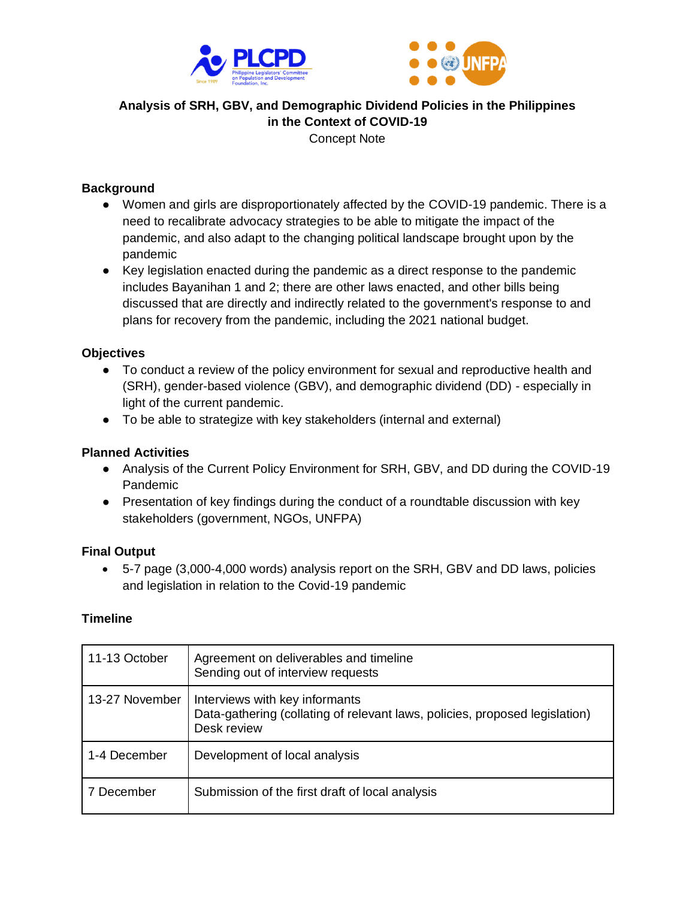# Analysis of SRH, GBV, and Demographic Dividend Policies in the Philippines in the Context of COVID-19

Concept Note

## Background

- Women and girls are disproportionately affected by the COVID-19 pandemic. There is a need to recalibrate advocacy strategies to be able to mitigate the impact of the pandemic, and also adapt to the changing political landscape brought upon by the pandemic
- Key legislation enacted during the pandemic as a direct response to the pandemic includes Bayanihan 1 and 2; there are other laws enacted, and other bills being discussed that are directly and indirectly related to the government's response to and plans for recovery from the pandemic, including the 2021 national budget.

## Objectives

- To conduct a review of the policy environment for sexual and reproductive health and (SRH), gender-based violence (GBV), and demographic dividend (DD) - especially in light of the current pandemic.
- To be able to strategize with key stakeholders (internal and external)

## Planned Activities

- Analysis of the Current Policy Environment for SRH, GBV, and DD during the COVID-19 Pandemic
- Presentation of key findings during the conduct of a roundtable discussion with key stakeholders (government, NGOs, UNFPA)

## Final Output

- 5-7 page (3,000-4,000 words) analysis report on the SRH, GBV and DD laws, policies and legislation in relation to the Covid-19 pandemic

## Timeline

| | |
|---|---|
| 11-13 October | Agreement on deliverables and timeline<br>Sending out of interview requests |
| 13-27 November | Interviews with key informants<br>Data-gathering (collating of relevant laws, policies, proposed legislation)<br>Desk review |
| 1-4 December | Development of local analysis |
| 7 December | Submission of the first draft of local analysis |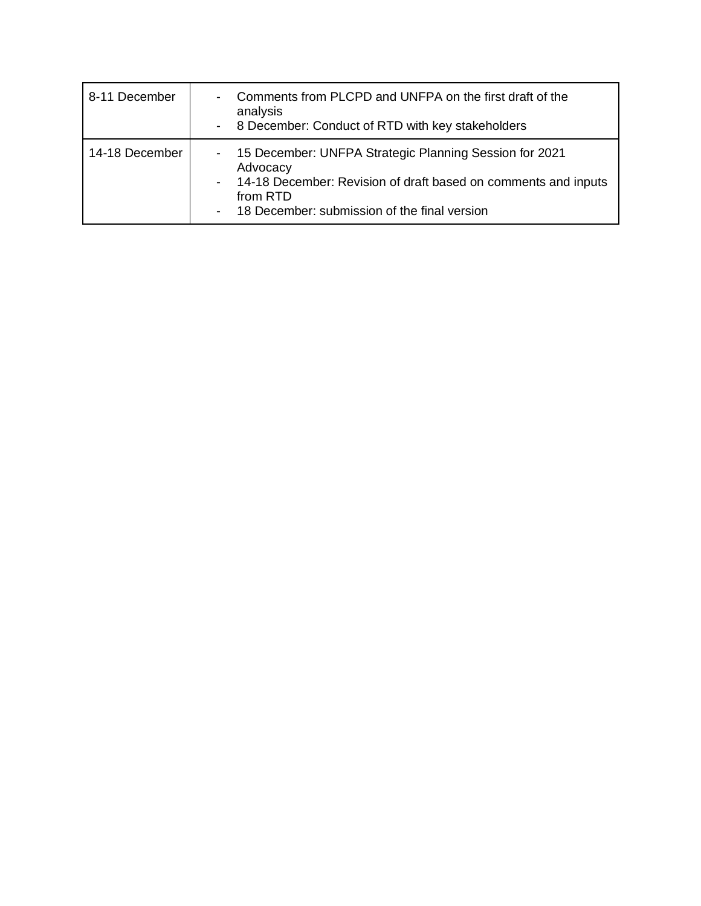| | |
|---|---|
| 8-11 December | - Comments from PLCPD and UNFPA on the first draft of the analysis<br>- 8 December: Conduct of RTD with key stakeholders |
| 14-18 December | - 15 December: UNFPA Strategic Planning Session for 2021 Advocacy<br>- 14-18 December: Revision of draft based on comments and inputs from RTD<br>- 18 December: submission of the final version |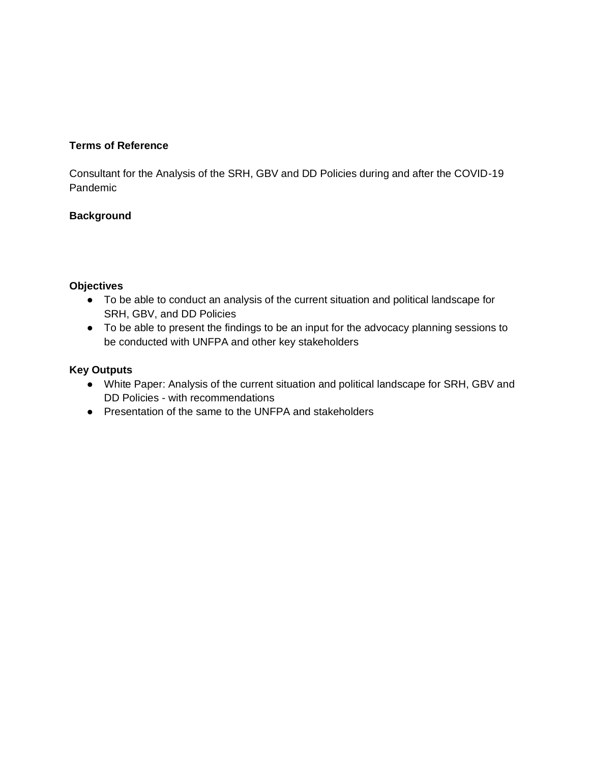**Terms of Reference**

Consultant for the Analysis of the SRH, GBV and DD Policies during and after the COVID-19 Pandemic

**Background**

**Objectives**

- To be able to conduct an analysis of the current situation and political landscape for SRH, GBV, and DD Policies
- To be able to present the findings to be an input for the advocacy planning sessions to be conducted with UNFPA and other key stakeholders

**Key Outputs**

- White Paper: Analysis of the current situation and political landscape for SRH, GBV and DD Policies - with recommendations
- Presentation of the same to the UNFPA and stakeholders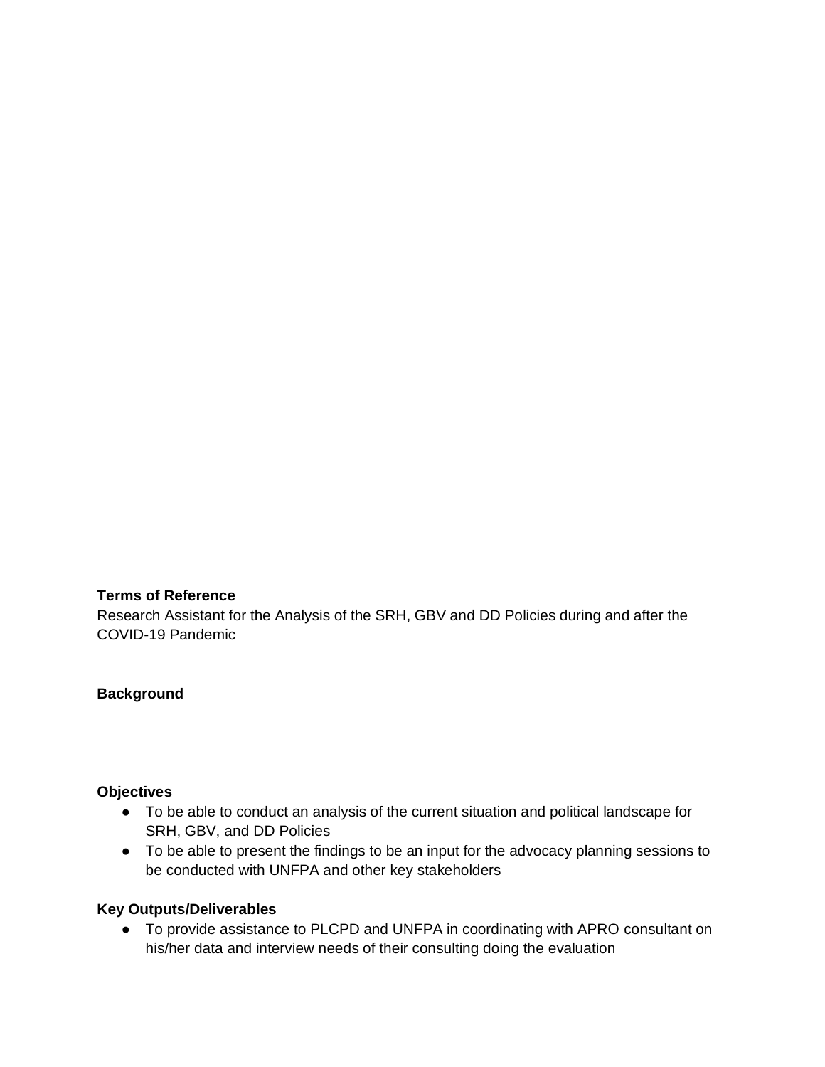**Terms of Reference**

Research Assistant for the Analysis of the SRH, GBV and DD Policies during and after the COVID-19 Pandemic

**Background**

**Objectives**

- To be able to conduct an analysis of the current situation and political landscape for SRH, GBV, and DD Policies
- To be able to present the findings to be an input for the advocacy planning sessions to be conducted with UNFPA and other key stakeholders

**Key Outputs/Deliverables**

- To provide assistance to PLCPD and UNFPA in coordinating with APRO consultant on his/her data and interview needs of their consulting doing the evaluation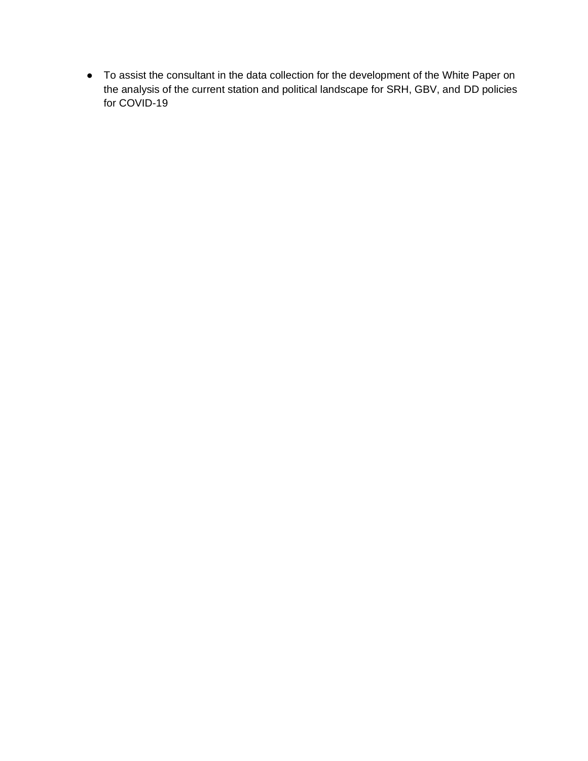- To assist the consultant in the data collection for the development of the White Paper on the analysis of the current station and political landscape for SRH, GBV, and DD policies for COVID-19